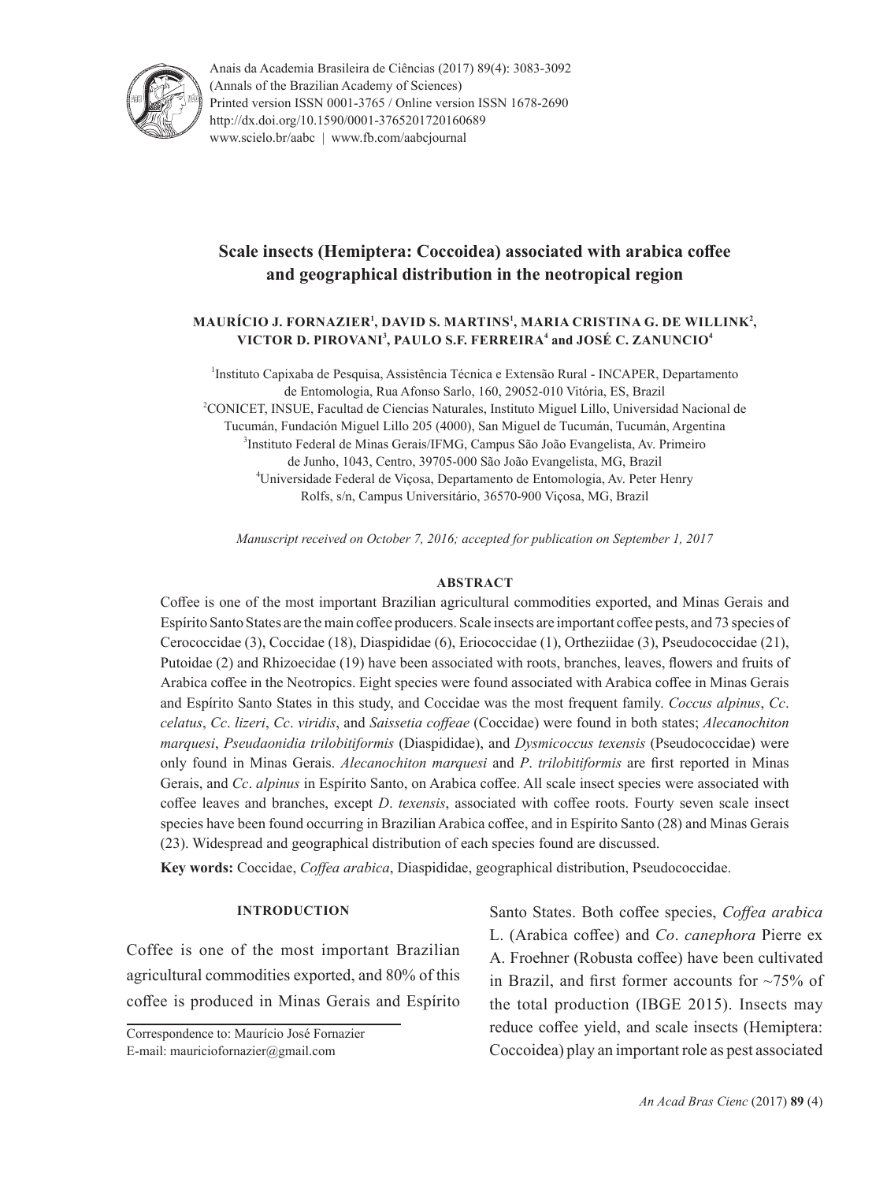Anais da Academia Brasileira de Ciências (2017) 89(4): 3083-3092
(Annals of the Brazilian Academy of Sciences)
Printed version ISSN 0001-3765 / Online version ISSN 1678-2690
http://dx.doi.org/10.1590/0001-3765201720160689
www.scielo.br/aabc | www.fb.com/aabcjournal

# Scale insects (Hemiptera: Coccoidea) associated with arabica coffee and geographical distribution in the neotropical region

**MAURÍCIO J. FORNAZIER[1], DAVID S. MARTINS[1], MARIA CRISTINA G. DE WILLINK[2], VICTOR D. PIROVANI[3], PAULO S.F. FERREIRA[4] and JOSÉ C. ZANUNCIO[4]**

[1]Instituto Capixaba de Pesquisa, Assistência Técnica e Extensão Rural - INCAPER, Departamento de Entomologia, Rua Afonso Sarlo, 160, 29052-010 Vitória, ES, Brazil
[2]CONICET, INSUE, Facultad de Ciencias Naturales, Instituto Miguel Lillo, Universidad Nacional de Tucumán, Fundación Miguel Lillo 205 (4000), San Miguel de Tucumán, Tucumán, Argentina
[3]Instituto Federal de Minas Gerais/IFMG, Campus São João Evangelista, Av. Primeiro de Junho, 1043, Centro, 39705-000 São João Evangelista, MG, Brazil
[4]Universidade Federal de Viçosa, Departamento de Entomologia, Av. Peter Henry Rolfs, s/n, Campus Universitário, 36570-900 Viçosa, MG, Brazil

*Manuscript received on October 7, 2016; accepted for publication on September 1, 2017*

## ABSTRACT

Coffee is one of the most important Brazilian agricultural commodities exported, and Minas Gerais and Espírito Santo States are the main coffee producers. Scale insects are important coffee pests, and 73 species of Cerococcidae (3), Coccidae (18), Diaspididae (6), Eriococcidae (1), Ortheziidae (3), Pseudococcidae (21), Putoidae (2) and Rhizoecidae (19) have been associated with roots, branches, leaves, flowers and fruits of Arabica coffee in the Neotropics. Eight species were found associated with Arabica coffee in Minas Gerais and Espírito Santo States in this study, and Coccidae was the most frequent family. *Coccus alpinus*, *Cc*. *celatus*, *Cc*. *lizeri*, *Cc*. *viridis*, and *Saissetia coffeae* (Coccidae) were found in both states; *Alecanochiton marquesi*, *Pseudaonidia trilobitiformis* (Diaspididae), and *Dysmicoccus texensis* (Pseudococcidae) were only found in Minas Gerais. *Alecanochiton marquesi* and *P*. *trilobitiformis* are first reported in Minas Gerais, and *Cc*. *alpinus* in Espírito Santo, on Arabica coffee. All scale insect species were associated with coffee leaves and branches, except *D*. *texensis*, associated with coffee roots. Fourty seven scale insect species have been found occurring in Brazilian Arabica coffee, and in Espírito Santo (28) and Minas Gerais (23). Widespread and geographical distribution of each species found are discussed.

**Key words:** Coccidae, *Coffea arabica*, Diaspididae, geographical distribution, Pseudococcidae.

## INTRODUCTION

Coffee is one of the most important Brazilian agricultural commodities exported, and 80% of this coffee is produced in Minas Gerais and Espírito Santo States. Both coffee species, *Coffea arabica* L. (Arabica coffee) and *Co*. *canephora* Pierre ex A. Froehner (Robusta coffee) have been cultivated in Brazil, and first former accounts for ~75% of the total production (IBGE 2015). Insects may reduce coffee yield, and scale insects (Hemiptera: Coccoidea) play an important role as pest associated

Correspondence to: Maurício José Fornazier
E-mail: mauriciofornazier@gmail.com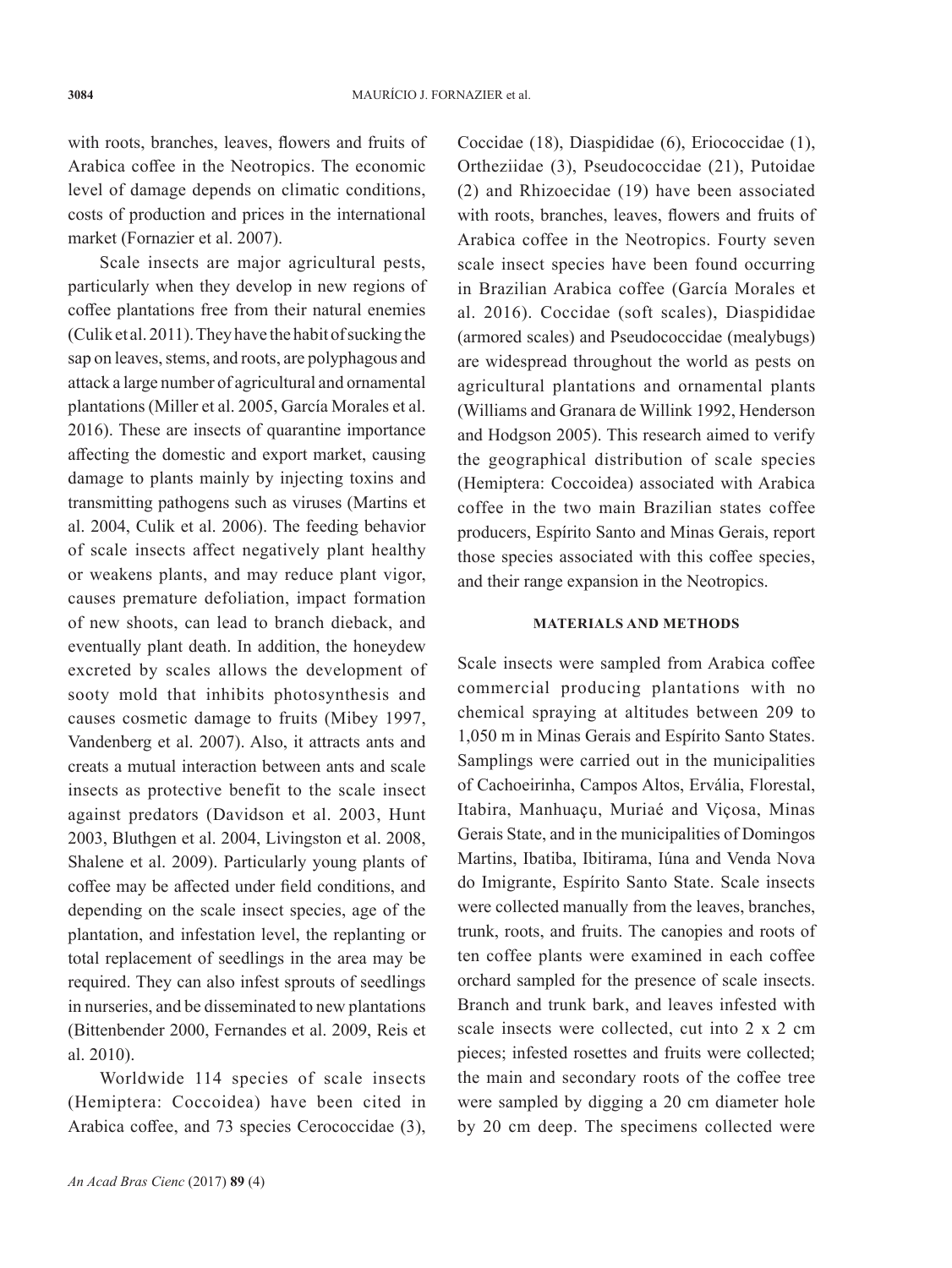with roots, branches, leaves, flowers and fruits of Arabica coffee in the Neotropics. The economic level of damage depends on climatic conditions, costs of production and prices in the international market (Fornazier et al. 2007).

Scale insects are major agricultural pests, particularly when they develop in new regions of coffee plantations free from their natural enemies (Culik et al. 2011). They have the habit of sucking the sap on leaves, stems, and roots, are polyphagous and attack a large number of agricultural and ornamental plantations (Miller et al. 2005, García Morales et al. 2016). These are insects of quarantine importance affecting the domestic and export market, causing damage to plants mainly by injecting toxins and transmitting pathogens such as viruses (Martins et al. 2004, Culik et al. 2006). The feeding behavior of scale insects affect negatively plant healthy or weakens plants, and may reduce plant vigor, causes premature defoliation, impact formation of new shoots, can lead to branch dieback, and eventually plant death. In addition, the honeydew excreted by scales allows the development of sooty mold that inhibits photosynthesis and causes cosmetic damage to fruits (Mibey 1997, Vandenberg et al. 2007). Also, it attracts ants and creats a mutual interaction between ants and scale insects as protective benefit to the scale insect against predators (Davidson et al. 2003, Hunt 2003, Bluthgen et al. 2004, Livingston et al. 2008, Shalene et al. 2009). Particularly young plants of coffee may be affected under field conditions, and depending on the scale insect species, age of the plantation, and infestation level, the replanting or total replacement of seedlings in the area may be required. They can also infest sprouts of seedlings in nurseries, and be disseminated to new plantations (Bittenbender 2000, Fernandes et al. 2009, Reis et al. 2010).

Worldwide 114 species of scale insects (Hemiptera: Coccoidea) have been cited in Arabica coffee, and 73 species Cerococcidae (3), Coccidae (18), Diaspididae (6), Eriococcidae (1), Ortheziidae (3), Pseudococcidae (21), Putoidae (2) and Rhizoecidae (19) have been associated with roots, branches, leaves, flowers and fruits of Arabica coffee in the Neotropics. Fourty seven scale insect species have been found occurring in Brazilian Arabica coffee (García Morales et al. 2016). Coccidae (soft scales), Diaspididae (armored scales) and Pseudococcidae (mealybugs) are widespread throughout the world as pests on agricultural plantations and ornamental plants (Williams and Granara de Willink 1992, Henderson and Hodgson 2005). This research aimed to verify the geographical distribution of scale species (Hemiptera: Coccoidea) associated with Arabica coffee in the two main Brazilian states coffee producers, Espírito Santo and Minas Gerais, report those species associated with this coffee species, and their range expansion in the Neotropics.

## MATERIALS AND METHODS

Scale insects were sampled from Arabica coffee commercial producing plantations with no chemical spraying at altitudes between 209 to 1,050 m in Minas Gerais and Espírito Santo States. Samplings were carried out in the municipalities of Cachoeirinha, Campos Altos, Ervália, Florestal, Itabira, Manhuaçu, Muriaé and Viçosa, Minas Gerais State, and in the municipalities of Domingos Martins, Ibatiba, Ibitirama, Iúna and Venda Nova do Imigrante, Espírito Santo State. Scale insects were collected manually from the leaves, branches, trunk, roots, and fruits. The canopies and roots of ten coffee plants were examined in each coffee orchard sampled for the presence of scale insects. Branch and trunk bark, and leaves infested with scale insects were collected, cut into 2 x 2 cm pieces; infested rosettes and fruits were collected; the main and secondary roots of the coffee tree were sampled by digging a 20 cm diameter hole by 20 cm deep. The specimens collected were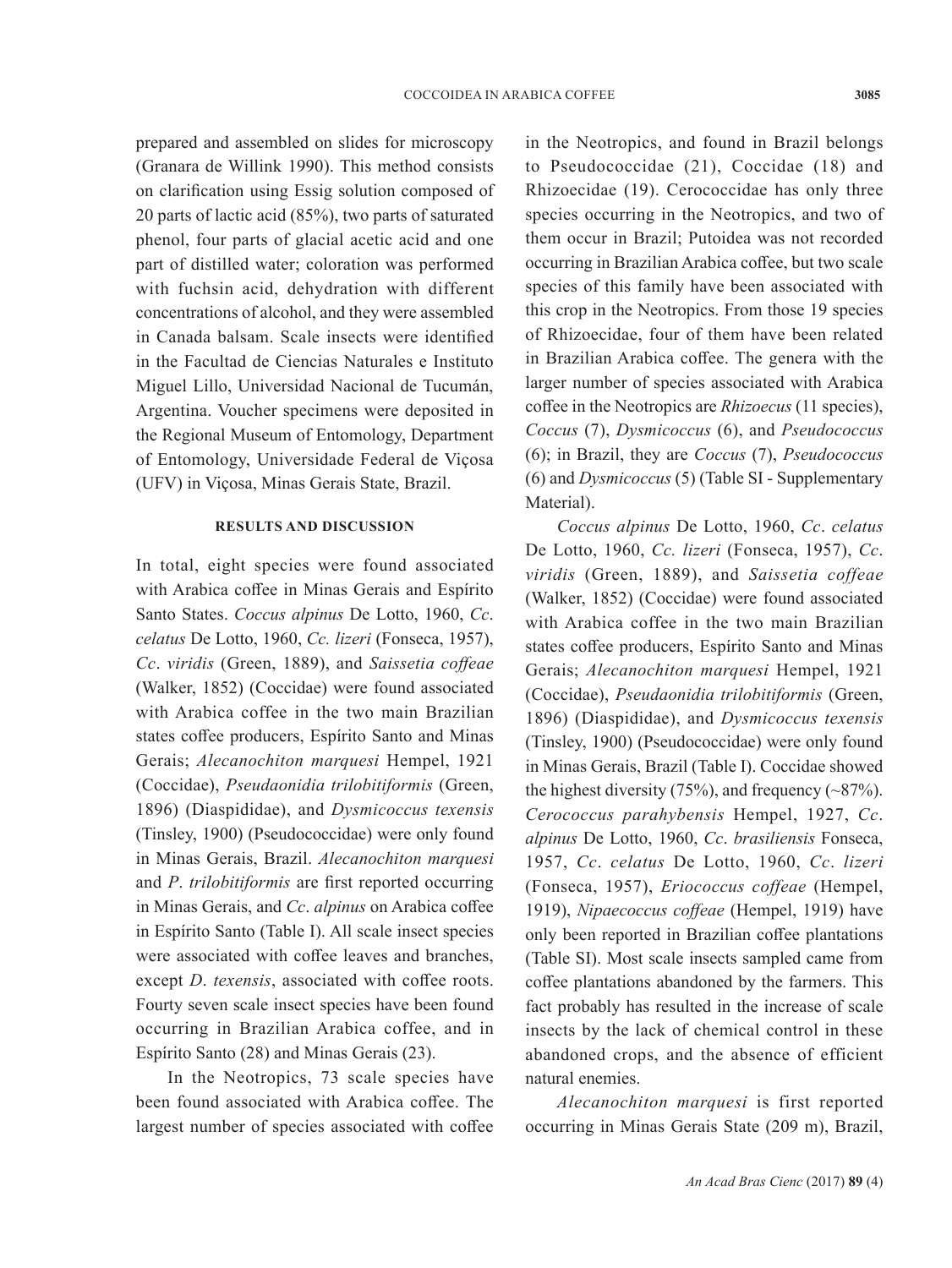prepared and assembled on slides for microscopy (Granara de Willink 1990). This method consists on clarification using Essig solution composed of 20 parts of lactic acid (85%), two parts of saturated phenol, four parts of glacial acetic acid and one part of distilled water; coloration was performed with fuchsin acid, dehydration with different concentrations of alcohol, and they were assembled in Canada balsam. Scale insects were identified in the Facultad de Ciencias Naturales e Instituto Miguel Lillo, Universidad Nacional de Tucumán, Argentina. Voucher specimens were deposited in the Regional Museum of Entomology, Department of Entomology, Universidade Federal de Viçosa (UFV) in Viçosa, Minas Gerais State, Brazil.

## RESULTS AND DISCUSSION

In total, eight species were found associated with Arabica coffee in Minas Gerais and Espírito Santo States. *Coccus alpinus* De Lotto, 1960, *Cc*. *celatus* De Lotto, 1960, *Cc. lizeri* (Fonseca, 1957), *Cc*. *viridis* (Green, 1889), and *Saissetia coffeae* (Walker, 1852) (Coccidae) were found associated with Arabica coffee in the two main Brazilian states coffee producers, Espírito Santo and Minas Gerais; *Alecanochiton marquesi* Hempel, 1921 (Coccidae), *Pseudaonidia trilobitiformis* (Green, 1896) (Diaspididae), and *Dysmicoccus texensis* (Tinsley, 1900) (Pseudococcidae) were only found in Minas Gerais, Brazil. *Alecanochiton marquesi* and *P*. *trilobitiformis* are first reported occurring in Minas Gerais, and *Cc*. *alpinus* on Arabica coffee in Espírito Santo (Table I). All scale insect species were associated with coffee leaves and branches, except *D*. *texensis*, associated with coffee roots. Fourty seven scale insect species have been found occurring in Brazilian Arabica coffee, and in Espírito Santo (28) and Minas Gerais (23).

In the Neotropics, 73 scale species have been found associated with Arabica coffee. The largest number of species associated with coffee in the Neotropics, and found in Brazil belongs to Pseudococcidae (21), Coccidae (18) and Rhizoecidae (19). Cerococcidae has only three species occurring in the Neotropics, and two of them occur in Brazil; Putoidea was not recorded occurring in Brazilian Arabica coffee, but two scale species of this family have been associated with this crop in the Neotropics. From those 19 species of Rhizoecidae, four of them have been related in Brazilian Arabica coffee. The genera with the larger number of species associated with Arabica coffee in the Neotropics are *Rhizoecus* (11 species), *Coccus* (7), *Dysmicoccus* (6), and *Pseudococcus* (6); in Brazil, they are *Coccus* (7), *Pseudococcus* (6) and *Dysmicoccus* (5) (Table SI - Supplementary Material).

*Coccus alpinus* De Lotto, 1960, *Cc*. *celatus* De Lotto, 1960, *Cc. lizeri* (Fonseca, 1957), *Cc*. *viridis* (Green, 1889), and *Saissetia coffeae* (Walker, 1852) (Coccidae) were found associated with Arabica coffee in the two main Brazilian states coffee producers, Espírito Santo and Minas Gerais; *Alecanochiton marquesi* Hempel, 1921 (Coccidae), *Pseudaonidia trilobitiformis* (Green, 1896) (Diaspididae), and *Dysmicoccus texensis* (Tinsley, 1900) (Pseudococcidae) were only found in Minas Gerais, Brazil (Table I). Coccidae showed the highest diversity (75%), and frequency (~87%). *Cerococcus parahybensis* Hempel, 1927, *Cc*. *alpinus* De Lotto, 1960, *Cc*. *brasiliensis* Fonseca, 1957, *Cc*. *celatus* De Lotto, 1960, *Cc*. *lizeri* (Fonseca, 1957), *Eriococcus coffeae* (Hempel, 1919), *Nipaecoccus coffeae* (Hempel, 1919) have only been reported in Brazilian coffee plantations (Table SI). Most scale insects sampled came from coffee plantations abandoned by the farmers. This fact probably has resulted in the increase of scale insects by the lack of chemical control in these abandoned crops, and the absence of efficient natural enemies.

*Alecanochiton marquesi* is first reported occurring in Minas Gerais State (209 m), Brazil,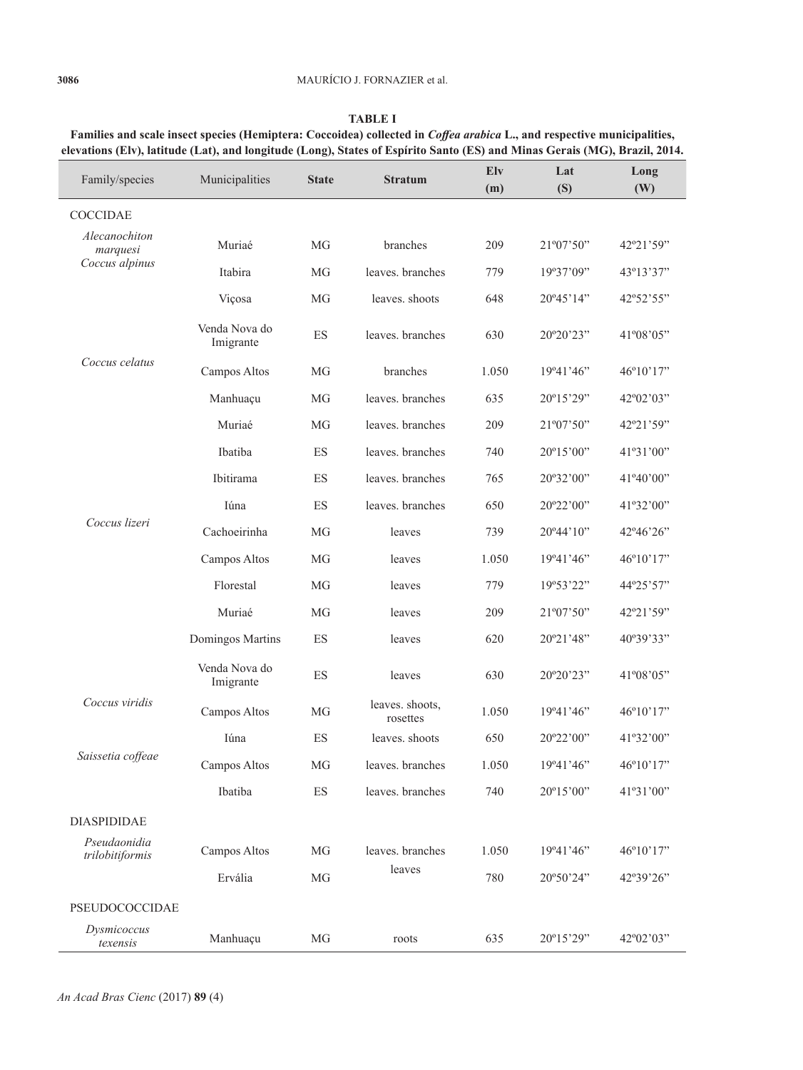**TABLE I**

**Families and scale insect species (Hemiptera: Coccoidea) collected in *Coffea arabica* L., and respective municipalities, elevations (Elv), latitude (Lat), and longitude (Long), States of Espírito Santo (ES) and Minas Gerais (MG), Brazil, 2014.**

| Family/species | Municipalities | State | Stratum | Elv (m) | Lat (S) | Long (W) |
|---|---|---|---|---|---|---|
| COCCIDAE | | | | | | |
| *Alecanochiton marquesi* | Muriaé | MG | branches | 209 | 21º07'50" | 42º21'59" |
| *Coccus alpinus* | Itabira | MG | leaves. branches | 779 | 19º37'09" | 43º13'37" |
| | Viçosa | MG | leaves. shoots | 648 | 20º45'14" | 42º52'55" |
| | Venda Nova do Imigrante | ES | leaves. branches | 630 | 20º20'23" | 41º08'05" |
| *Coccus celatus* | Campos Altos | MG | branches | 1.050 | 19º41'46" | 46º10'17" |
| | Manhuaçu | MG | leaves. branches | 635 | 20º15'29" | 42º02'03" |
| | Muriaé | MG | leaves. branches | 209 | 21º07'50" | 42º21'59" |
| | Ibatiba | ES | leaves. branches | 740 | 20º15'00" | 41º31'00" |
| | Ibitirama | ES | leaves. branches | 765 | 20º32'00" | 41º40'00" |
| | Iúna | ES | leaves. branches | 650 | 20º22'00" | 41º32'00" |
| *Coccus lizeri* | Cachoeirinha | MG | leaves | 739 | 20º44'10" | 42º46'26" |
| | Campos Altos | MG | leaves | 1.050 | 19º41'46" | 46º10'17" |
| | Florestal | MG | leaves | 779 | 19º53'22" | 44º25'57" |
| | Muriaé | MG | leaves | 209 | 21º07'50" | 42º21'59" |
| | Domingos Martins | ES | leaves | 620 | 20º21'48" | 40º39'33" |
| | Venda Nova do Imigrante | ES | leaves | 630 | 20º20'23" | 41º08'05" |
| *Coccus viridis* | Campos Altos | MG | leaves. shoots, rosettes | 1.050 | 19º41'46" | 46º10'17" |
| | Iúna | ES | leaves. shoots | 650 | 20º22'00" | 41º32'00" |
| *Saissetia coffeae* | Campos Altos | MG | leaves. branches | 1.050 | 19º41'46" | 46º10'17" |
| | Ibatiba | ES | leaves. branches | 740 | 20º15'00" | 41º31'00" |
| DIASPIDIDAE | | | | | | |
| *Pseudaonidia trilobitiformis* | Campos Altos | MG | leaves. branches | 1.050 | 19º41'46" | 46º10'17" |
| | Ervália | MG | leaves | 780 | 20º50'24" | 42º39'26" |
| PSEUDOCOCCIDAE | | | | | | |
| *Dysmicoccus texensis* | Manhuaçu | MG | roots | 635 | 20º15'29" | 42º02'03" |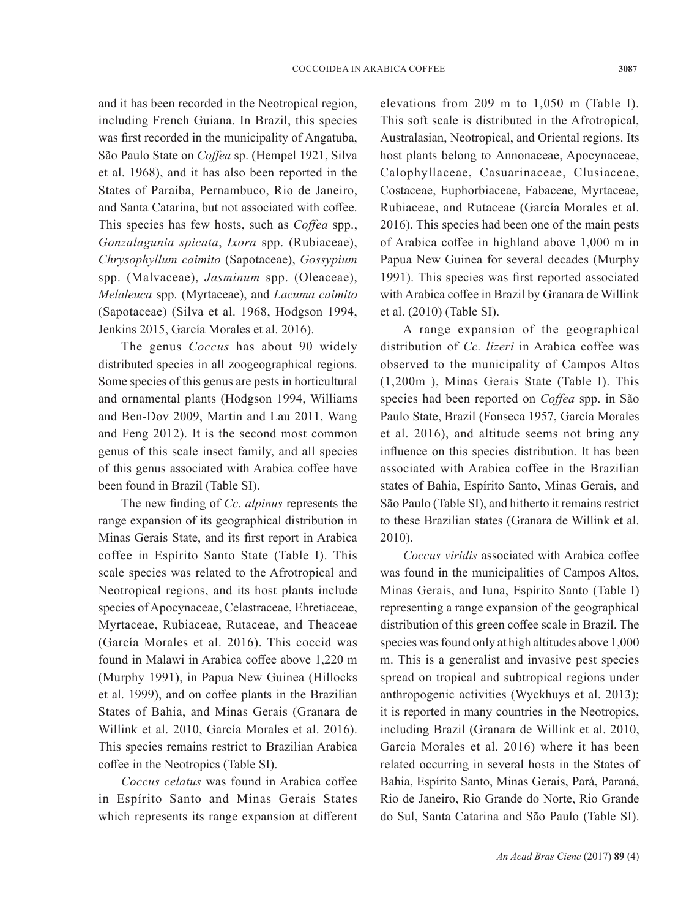and it has been recorded in the Neotropical region, including French Guiana. In Brazil, this species was first recorded in the municipality of Angatuba, São Paulo State on *Coffea* sp. (Hempel 1921, Silva et al. 1968), and it has also been reported in the States of Paraíba, Pernambuco, Rio de Janeiro, and Santa Catarina, but not associated with coffee. This species has few hosts, such as *Coffea* spp., *Gonzalagunia spicata*, *Ixora* spp. (Rubiaceae), *Chrysophyllum caimito* (Sapotaceae), *Gossypium* spp. (Malvaceae), *Jasminum* spp. (Oleaceae), *Melaleuca* spp. (Myrtaceae), and *Lacuma caimito* (Sapotaceae) (Silva et al. 1968, Hodgson 1994, Jenkins 2015, García Morales et al. 2016).

The genus *Coccus* has about 90 widely distributed species in all zoogeographical regions. Some species of this genus are pests in horticultural and ornamental plants (Hodgson 1994, Williams and Ben-Dov 2009, Martin and Lau 2011, Wang and Feng 2012). It is the second most common genus of this scale insect family, and all species of this genus associated with Arabica coffee have been found in Brazil (Table SI).

The new finding of *Cc*. *alpinus* represents the range expansion of its geographical distribution in Minas Gerais State, and its first report in Arabica coffee in Espírito Santo State (Table I). This scale species was related to the Afrotropical and Neotropical regions, and its host plants include species of Apocynaceae, Celastraceae, Ehretiaceae, Myrtaceae, Rubiaceae, Rutaceae, and Theaceae (García Morales et al. 2016). This coccid was found in Malawi in Arabica coffee above 1,220 m (Murphy 1991), in Papua New Guinea (Hillocks et al. 1999), and on coffee plants in the Brazilian States of Bahia, and Minas Gerais (Granara de Willink et al. 2010, García Morales et al. 2016). This species remains restrict to Brazilian Arabica coffee in the Neotropics (Table SI).

*Coccus celatus* was found in Arabica coffee in Espírito Santo and Minas Gerais States which represents its range expansion at different elevations from 209 m to 1,050 m (Table I). This soft scale is distributed in the Afrotropical, Australasian, Neotropical, and Oriental regions. Its host plants belong to Annonaceae, Apocynaceae, Calophyllaceae, Casuarinaceae, Clusiaceae, Costaceae, Euphorbiaceae, Fabaceae, Myrtaceae, Rubiaceae, and Rutaceae (García Morales et al. 2016). This species had been one of the main pests of Arabica coffee in highland above 1,000 m in Papua New Guinea for several decades (Murphy 1991). This species was first reported associated with Arabica coffee in Brazil by Granara de Willink et al. (2010) (Table SI).

A range expansion of the geographical distribution of *Cc. lizeri* in Arabica coffee was observed to the municipality of Campos Altos (1,200m ), Minas Gerais State (Table I). This species had been reported on *Coffea* spp. in São Paulo State, Brazil (Fonseca 1957, García Morales et al. 2016), and altitude seems not bring any influence on this species distribution. It has been associated with Arabica coffee in the Brazilian states of Bahia, Espírito Santo, Minas Gerais, and São Paulo (Table SI), and hitherto it remains restrict to these Brazilian states (Granara de Willink et al. 2010).

*Coccus viridis* associated with Arabica coffee was found in the municipalities of Campos Altos, Minas Gerais, and Iuna, Espírito Santo (Table I) representing a range expansion of the geographical distribution of this green coffee scale in Brazil. The species was found only at high altitudes above 1,000 m. This is a generalist and invasive pest species spread on tropical and subtropical regions under anthropogenic activities (Wyckhuys et al. 2013); it is reported in many countries in the Neotropics, including Brazil (Granara de Willink et al. 2010, García Morales et al. 2016) where it has been related occurring in several hosts in the States of Bahia, Espírito Santo, Minas Gerais, Pará, Paraná, Rio de Janeiro, Rio Grande do Norte, Rio Grande do Sul, Santa Catarina and São Paulo (Table SI).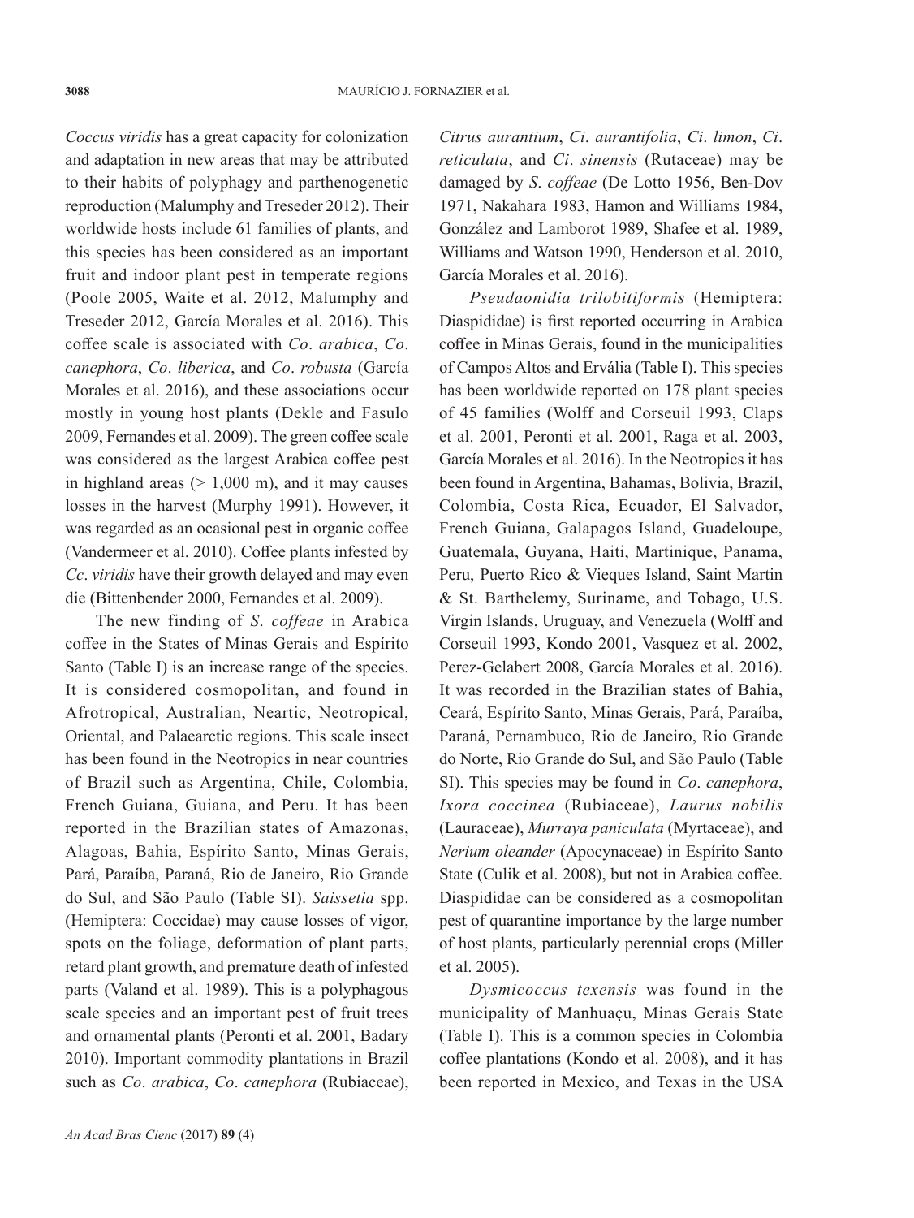*Coccus viridis* has a great capacity for colonization and adaptation in new areas that may be attributed to their habits of polyphagy and parthenogenetic reproduction (Malumphy and Treseder 2012). Their worldwide hosts include 61 families of plants, and this species has been considered as an important fruit and indoor plant pest in temperate regions (Poole 2005, Waite et al. 2012, Malumphy and Treseder 2012, García Morales et al. 2016). This coffee scale is associated with *Co*. *arabica*, *Co*. *canephora*, *Co*. *liberica*, and *Co*. *robusta* (García Morales et al. 2016), and these associations occur mostly in young host plants (Dekle and Fasulo 2009, Fernandes et al. 2009). The green coffee scale was considered as the largest Arabica coffee pest in highland areas (> 1,000 m), and it may causes losses in the harvest (Murphy 1991). However, it was regarded as an ocasional pest in organic coffee (Vandermeer et al. 2010). Coffee plants infested by *Cc*. *viridis* have their growth delayed and may even die (Bittenbender 2000, Fernandes et al. 2009).

The new finding of *S*. *coffeae* in Arabica coffee in the States of Minas Gerais and Espírito Santo (Table I) is an increase range of the species. It is considered cosmopolitan, and found in Afrotropical, Australian, Neartic, Neotropical, Oriental, and Palaearctic regions. This scale insect has been found in the Neotropics in near countries of Brazil such as Argentina, Chile, Colombia, French Guiana, Guiana, and Peru. It has been reported in the Brazilian states of Amazonas, Alagoas, Bahia, Espírito Santo, Minas Gerais, Pará, Paraíba, Paraná, Rio de Janeiro, Rio Grande do Sul, and São Paulo (Table SI). *Saissetia* spp. (Hemiptera: Coccidae) may cause losses of vigor, spots on the foliage, deformation of plant parts, retard plant growth, and premature death of infested parts (Valand et al. 1989). This is a polyphagous scale species and an important pest of fruit trees and ornamental plants (Peronti et al. 2001, Badary 2010). Important commodity plantations in Brazil such as *Co*. *arabica*, *Co*. *canephora* (Rubiaceae), *Citrus aurantium*, *Ci*. *aurantifolia*, *Ci*. *limon*, *Ci*. *reticulata*, and *Ci*. *sinensis* (Rutaceae) may be damaged by *S*. *coffeae* (De Lotto 1956, Ben-Dov 1971, Nakahara 1983, Hamon and Williams 1984, González and Lamborot 1989, Shafee et al. 1989, Williams and Watson 1990, Henderson et al. 2010, García Morales et al. 2016).

*Pseudaonidia trilobitiformis* (Hemiptera: Diaspididae) is first reported occurring in Arabica coffee in Minas Gerais, found in the municipalities of Campos Altos and Ervália (Table I). This species has been worldwide reported on 178 plant species of 45 families (Wolff and Corseuil 1993, Claps et al. 2001, Peronti et al. 2001, Raga et al. 2003, García Morales et al. 2016). In the Neotropics it has been found in Argentina, Bahamas, Bolivia, Brazil, Colombia, Costa Rica, Ecuador, El Salvador, French Guiana, Galapagos Island, Guadeloupe, Guatemala, Guyana, Haiti, Martinique, Panama, Peru, Puerto Rico & Vieques Island, Saint Martin & St. Barthelemy, Suriname, and Tobago, U.S. Virgin Islands, Uruguay, and Venezuela (Wolff and Corseuil 1993, Kondo 2001, Vasquez et al. 2002, Perez-Gelabert 2008, García Morales et al. 2016). It was recorded in the Brazilian states of Bahia, Ceará, Espírito Santo, Minas Gerais, Pará, Paraíba, Paraná, Pernambuco, Rio de Janeiro, Rio Grande do Norte, Rio Grande do Sul, and São Paulo (Table SI). This species may be found in *Co*. *canephora*, *Ixora coccinea* (Rubiaceae), *Laurus nobilis* (Lauraceae), *Murraya paniculata* (Myrtaceae), and *Nerium oleander* (Apocynaceae) in Espírito Santo State (Culik et al. 2008), but not in Arabica coffee. Diaspididae can be considered as a cosmopolitan pest of quarantine importance by the large number of host plants, particularly perennial crops (Miller et al. 2005).

*Dysmicoccus texensis* was found in the municipality of Manhuaçu, Minas Gerais State (Table I). This is a common species in Colombia coffee plantations (Kondo et al. 2008), and it has been reported in Mexico, and Texas in the USA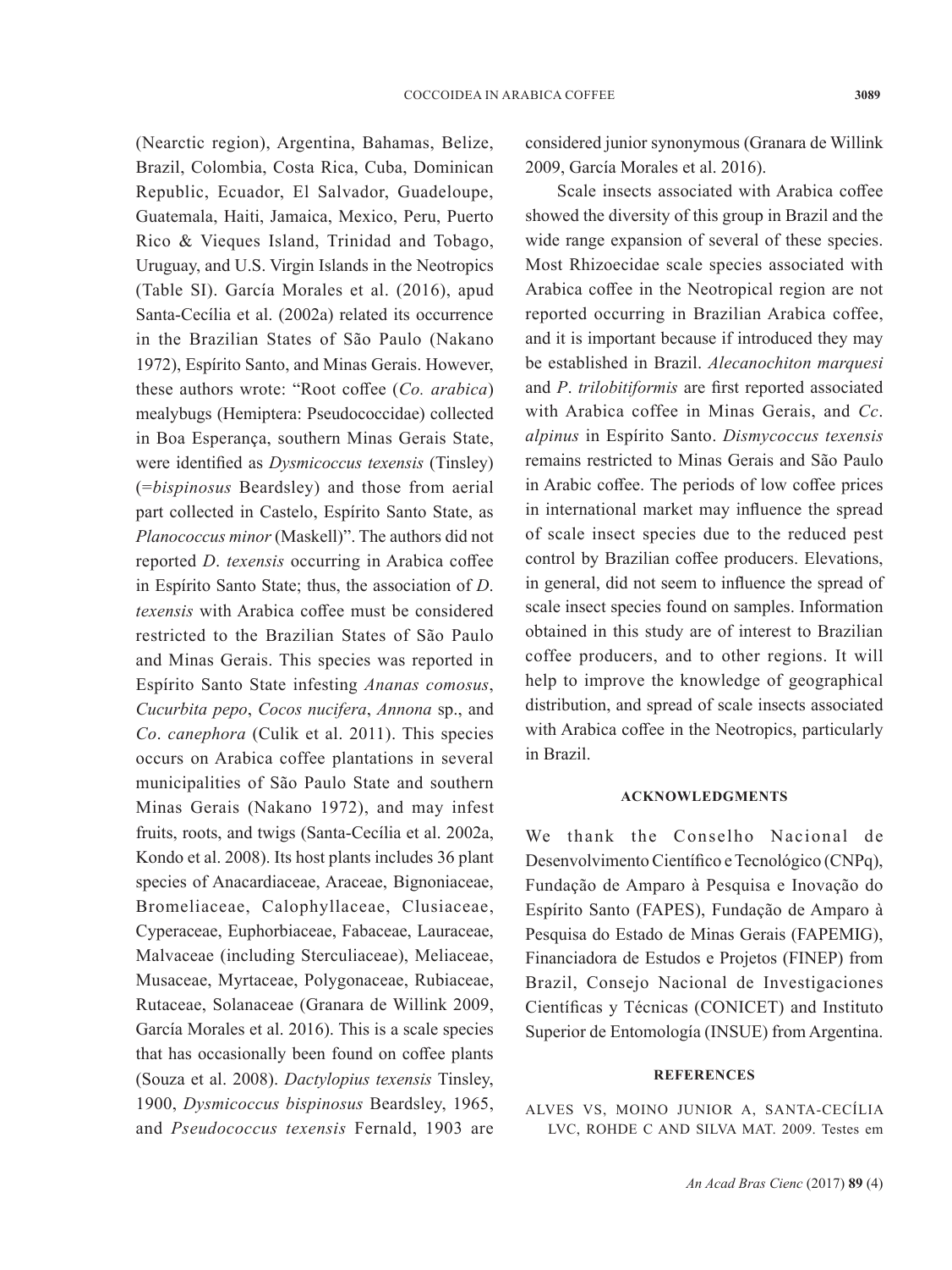(Nearctic region), Argentina, Bahamas, Belize, Brazil, Colombia, Costa Rica, Cuba, Dominican Republic, Ecuador, El Salvador, Guadeloupe, Guatemala, Haiti, Jamaica, Mexico, Peru, Puerto Rico & Vieques Island, Trinidad and Tobago, Uruguay, and U.S. Virgin Islands in the Neotropics (Table SI). García Morales et al. (2016), apud Santa-Cecília et al. (2002a) related its occurrence in the Brazilian States of São Paulo (Nakano 1972), Espírito Santo, and Minas Gerais. However, these authors wrote: "Root coffee (*Co. arabica*) mealybugs (Hemiptera: Pseudococcidae) collected in Boa Esperança, southern Minas Gerais State, were identified as *Dysmicoccus texensis* (Tinsley) (=*bispinosus* Beardsley) and those from aerial part collected in Castelo, Espírito Santo State, as *Planococcus minor* (Maskell)". The authors did not reported *D*. *texensis* occurring in Arabica coffee in Espírito Santo State; thus, the association of *D*. *texensis* with Arabica coffee must be considered restricted to the Brazilian States of São Paulo and Minas Gerais. This species was reported in Espírito Santo State infesting *Ananas comosus*, *Cucurbita pepo*, *Cocos nucifera*, *Annona* sp., and *Co*. *canephora* (Culik et al. 2011). This species occurs on Arabica coffee plantations in several municipalities of São Paulo State and southern Minas Gerais (Nakano 1972), and may infest fruits, roots, and twigs (Santa-Cecília et al. 2002a, Kondo et al. 2008). Its host plants includes 36 plant species of Anacardiaceae, Araceae, Bignoniaceae, Bromeliaceae, Calophyllaceae, Clusiaceae, Cyperaceae, Euphorbiaceae, Fabaceae, Lauraceae, Malvaceae (including Sterculiaceae), Meliaceae, Musaceae, Myrtaceae, Polygonaceae, Rubiaceae, Rutaceae, Solanaceae (Granara de Willink 2009, García Morales et al. 2016). This is a scale species that has occasionally been found on coffee plants (Souza et al. 2008). *Dactylopius texensis* Tinsley, 1900, *Dysmicoccus bispinosus* Beardsley, 1965, and *Pseudococcus texensis* Fernald, 1903 are considered junior synonymous (Granara de Willink 2009, García Morales et al. 2016).

Scale insects associated with Arabica coffee showed the diversity of this group in Brazil and the wide range expansion of several of these species. Most Rhizoecidae scale species associated with Arabica coffee in the Neotropical region are not reported occurring in Brazilian Arabica coffee, and it is important because if introduced they may be established in Brazil. *Alecanochiton marquesi* and *P*. *trilobitiformis* are first reported associated with Arabica coffee in Minas Gerais, and *Cc*. *alpinus* in Espírito Santo. *Dismycoccus texensis* remains restricted to Minas Gerais and São Paulo in Arabic coffee. The periods of low coffee prices in international market may influence the spread of scale insect species due to the reduced pest control by Brazilian coffee producers. Elevations, in general, did not seem to influence the spread of scale insect species found on samples. Information obtained in this study are of interest to Brazilian coffee producers, and to other regions. It will help to improve the knowledge of geographical distribution, and spread of scale insects associated with Arabica coffee in the Neotropics, particularly in Brazil.

## ACKNOWLEDGMENTS

We thank the Conselho Nacional de Desenvolvimento Científico e Tecnológico (CNPq), Fundação de Amparo à Pesquisa e Inovação do Espírito Santo (FAPES), Fundação de Amparo à Pesquisa do Estado de Minas Gerais (FAPEMIG), Financiadora de Estudos e Projetos (FINEP) from Brazil, Consejo Nacional de Investigaciones Científicas y Técnicas (CONICET) and Instituto Superior de Entomología (INSUE) from Argentina.

## REFERENCES

ALVES VS, MOINO JUNIOR A, SANTA-CECÍLIA LVC, ROHDE C AND SILVA MAT. 2009. Testes em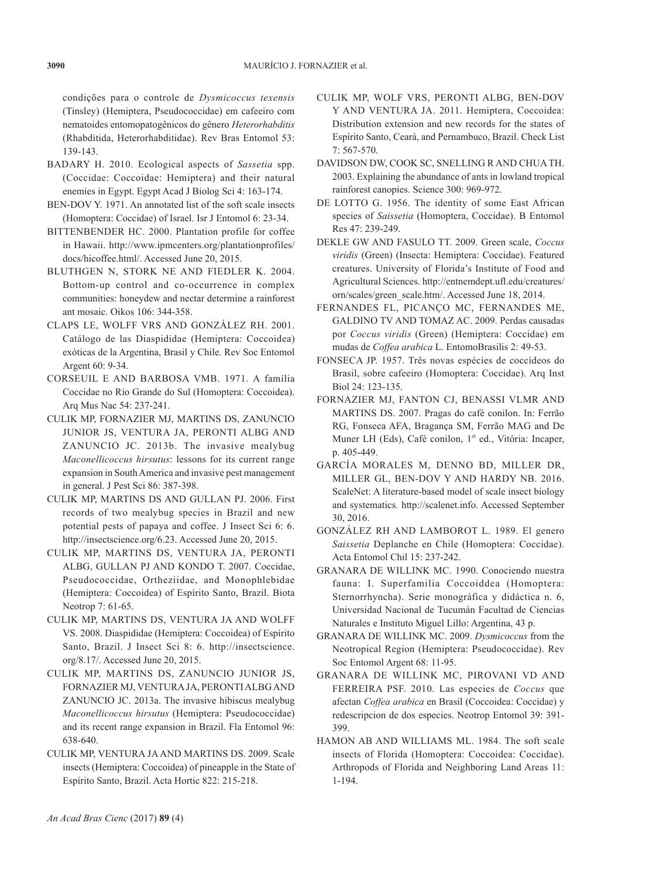condições para o controle de *Dysmicoccus texensis* (Tinsley) (Hemiptera, Pseudococcidae) em cafeeiro com nematoides entomopatogênicos do gênero *Heterorhabditis* (Rhabditida, Heterorhabditidae). Rev Bras Entomol 53: 139-143.

BADARY H. 2010. Ecological aspects of *Sassetia* spp. (Coccidae: Coccoidae: Hemiptera) and their natural enemies in Egypt. Egypt Acad J Biolog Sci 4: 163-174.

BEN-DOV Y. 1971. An annotated list of the soft scale insects (Homoptera: Coccidae) of Israel. Isr J Entomol 6: 23-34.

BITTENBENDER HC. 2000. Plantation profile for coffee in Hawaii. http://www.ipmcenters.org/plantationprofiles/docs/hicoffee.html/. Accessed June 20, 2015.

BLUTHGEN N, STORK NE AND FIEDLER K. 2004. Bottom-up control and co-occurrence in complex communities: honeydew and nectar determine a rainforest ant mosaic. Oikos 106: 344-358.

CLAPS LE, WOLFF VRS AND GONZÁLEZ RH. 2001. Catálogo de las Diaspididae (Hemiptera: Coccoidea) exóticas de la Argentina, Brasil y Chile. Rev Soc Entomol Argent 60: 9-34.

CORSEUIL E AND BARBOSA VMB. 1971. A família Coccidae no Rio Grande do Sul (Homoptera: Coccoidea). Arq Mus Nac 54: 237-241.

CULIK MP, FORNAZIER MJ, MARTINS DS, ZANUNCIO JUNIOR JS, VENTURA JA, PERONTI ALBG AND ZANUNCIO JC. 2013b. The invasive mealybug *Maconellicoccus hirsutus*: lessons for its current range expansion in South America and invasive pest management in general. J Pest Sci 86: 387-398.

CULIK MP, MARTINS DS AND GULLAN PJ. 2006. First records of two mealybug species in Brazil and new potential pests of papaya and coffee. J Insect Sci 6: 6. http://insectscience.org/6.23. Accessed June 20, 2015.

CULIK MP, MARTINS DS, VENTURA JA, PERONTI ALBG, GULLAN PJ AND KONDO T. 2007. Coccidae, Pseudococcidae, Ortheziidae, and Monophlebidae (Hemiptera: Coccoidea) of Espírito Santo, Brazil. Biota Neotrop 7: 61-65.

CULIK MP, MARTINS DS, VENTURA JA AND WOLFF VS. 2008. Diaspididae (Hemiptera: Coccoidea) of Espírito Santo, Brazil. J Insect Sci 8: 6. http://insectscience.org/8.17/. Accessed June 20, 2015.

CULIK MP, MARTINS DS, ZANUNCIO JUNIOR JS, FORNAZIER MJ, VENTURA JA, PERONTI ALBG AND ZANUNCIO JC. 2013a. The invasive hibiscus mealybug *Maconellicoccus hirsutus* (Hemiptera: Pseudococcidae) and its recent range expansion in Brazil. Fla Entomol 96: 638-640.

CULIK MP, VENTURA JA AND MARTINS DS. 2009. Scale insects (Hemiptera: Coccoidea) of pineapple in the State of Espírito Santo, Brazil. Acta Hortic 822: 215-218.

CULIK MP, WOLF VRS, PERONTI ALBG, BEN-DOV Y AND VENTURA JA. 2011. Hemiptera, Coccoidea: Distribution extension and new records for the states of Espírito Santo, Ceará, and Pernambuco, Brazil. Check List 7: 567-570.

DAVIDSON DW, COOK SC, SNELLING R AND CHUA TH. 2003. Explaining the abundance of ants in lowland tropical rainforest canopies. Science 300: 969-972.

DE LOTTO G. 1956. The identity of some East African species of *Saissetia* (Homoptera, Coccidae). B Entomol Res 47: 239-249.

DEKLE GW AND FASULO TT. 2009. Green scale, *Coccus viridis* (Green) (Insecta: Hemiptera: Coccidae). Featured creatures. University of Florida's Institute of Food and Agricultural Sciences. http://entnemdept.ufl.edu/creatures/orn/scales/green_scale.htm/. Accessed June 18, 2014.

FERNANDES FL, PICANÇO MC, FERNANDES ME, GALDINO TV AND TOMAZ AC. 2009. Perdas causadas por *Coccus viridis* (Green) (Hemiptera: Coccidae) em mudas de *Coffea arabica* L. EntomoBrasilis 2: 49-53.

FONSECA JP. 1957. Três novas espécies de coccídeos do Brasil, sobre cafeeiro (Homoptera: Coccidae). Arq Inst Biol 24: 123-135.

FORNAZIER MJ, FANTON CJ, BENASSI VLMR AND MARTINS DS. 2007. Pragas do café conilon. In: Ferrão RG, Fonseca AFA, Bragança SM, Ferrão MAG and De Muner LH (Eds), Café conilon, 1st ed., Vitória: Incaper, p. 405-449.

GARCÍA MORALES M, DENNO BD, MILLER DR, MILLER GL, BEN-DOV Y AND HARDY NB. 2016. ScaleNet: A literature-based model of scale insect biology and systematics*.* http://scalenet.info. Accessed September 30, 2016.

GONZÁLEZ RH AND LAMBOROT L. 1989. El genero *Saissetia* Deplanche en Chile (Homoptera: Coccidae). Acta Entomol Chil 15: 237-242.

GRANARA DE WILLINK MC. 1990. Conociendo nuestra fauna: I. Superfamilia Coccoiddea (Homoptera: Sternorrhyncha). Serie monográfica y didáctica n. 6, Universidad Nacional de Tucumán Facultad de Ciencias Naturales e Instituto Miguel Lillo: Argentina, 43 p.

GRANARA DE WILLINK MC. 2009. *Dysmicoccus* from the Neotropical Region (Hemiptera: Pseudococcidae). Rev Soc Entomol Argent 68: 11-95.

GRANARA DE WILLINK MC, PIROVANI VD AND FERREIRA PSF. 2010. Las especies de *Coccus* que afectan *Coffea arabica* en Brasil (Coccoidea: Coccidae) y redescripcion de dos especies. Neotrop Entomol 39: 391-399.

HAMON AB AND WILLIAMS ML. 1984. The soft scale insects of Florida (Homoptera: Coccoidea: Coccidae). Arthropods of Florida and Neighboring Land Areas 11: 1-194.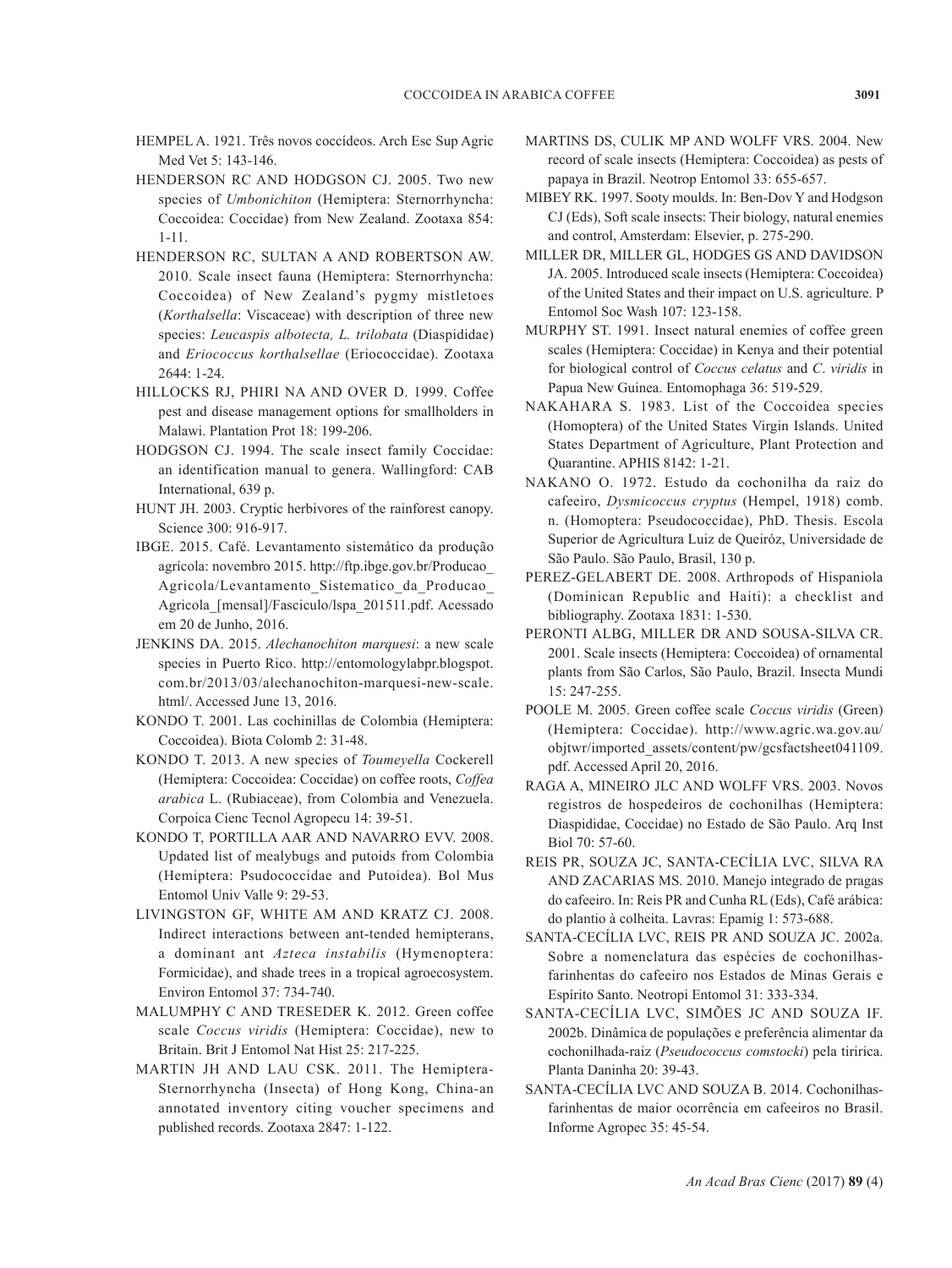HEMPEL A. 1921. Três novos coccídeos. Arch Esc Sup Agric Med Vet 5: 143-146.

HENDERSON RC AND HODGSON CJ. 2005. Two new species of *Umbonichiton* (Hemiptera: Sternorrhyncha: Coccoidea: Coccidae) from New Zealand. Zootaxa 854: 1-11.

HENDERSON RC, SULTAN A AND ROBERTSON AW. 2010. Scale insect fauna (Hemiptera: Sternorrhyncha: Coccoidea) of New Zealand's pygmy mistletoes (*Korthalsella*: Viscaceae) with description of three new species: *Leucaspis albotecta, L. trilobata* (Diaspididae) and *Eriococcus korthalsellae* (Eriococcidae). Zootaxa 2644: 1-24.

HILLOCKS RJ, PHIRI NA AND OVER D. 1999. Coffee pest and disease management options for smallholders in Malawi. Plantation Prot 18: 199-206.

HODGSON CJ. 1994. The scale insect family Coccidae: an identification manual to genera. Wallingford: CAB International, 639 p.

HUNT JH. 2003. Cryptic herbivores of the rainforest canopy. Science 300: 916-917.

IBGE. 2015. Café. Levantamento sistemático da produção agrícola: novembro 2015. http://ftp.ibge.gov.br/Producao_Agricola/Levantamento_Sistematico_da_Producao_Agricola_[mensal]/Fasciculo/lspa_201511.pdf. Acessado em 20 de Junho, 2016.

JENKINS DA. 2015. *Alechanochiton marquesi*: a new scale species in Puerto Rico. http://entomologylabpr.blogspot.com.br/2013/03/alechanochiton-marquesi-new-scale.html/. Accessed June 13, 2016.

KONDO T. 2001. Las cochinillas de Colombia (Hemiptera: Coccoidea). Biota Colomb 2: 31-48.

KONDO T. 2013. A new species of *Toumeyella* Cockerell (Hemiptera: Coccoidea: Coccidae) on coffee roots, *Coffea arabica* L. (Rubiaceae), from Colombia and Venezuela. Corpoica Cienc Tecnol Agropecu 14: 39-51.

KONDO T, PORTILLA AAR AND NAVARRO EVV. 2008. Updated list of mealybugs and putoids from Colombia (Hemiptera: Psudococcidae and Putoidea). Bol Mus Entomol Univ Valle 9: 29-53.

LIVINGSTON GF, WHITE AM AND KRATZ CJ. 2008. Indirect interactions between ant-tended hemipterans, a dominant ant *Azteca instabilis* (Hymenoptera: Formicidae), and shade trees in a tropical agroecosystem. Environ Entomol 37: 734-740.

MALUMPHY C AND TRESEDER K. 2012. Green coffee scale *Coccus viridis* (Hemiptera: Coccidae), new to Britain. Brit J Entomol Nat Hist 25: 217-225.

MARTIN JH AND LAU CSK. 2011. The Hemiptera-Sternorrhyncha (Insecta) of Hong Kong, China-an annotated inventory citing voucher specimens and published records. Zootaxa 2847: 1-122.

MARTINS DS, CULIK MP AND WOLFF VRS. 2004. New record of scale insects (Hemiptera: Coccoidea) as pests of papaya in Brazil. Neotrop Entomol 33: 655-657.

MIBEY RK. 1997. Sooty moulds. In: Ben-Dov Y and Hodgson CJ (Eds), Soft scale insects: Their biology, natural enemies and control, Amsterdam: Elsevier, p. 275-290.

MILLER DR, MILLER GL, HODGES GS AND DAVIDSON JA. 2005. Introduced scale insects (Hemiptera: Coccoidea) of the United States and their impact on U.S. agriculture. P Entomol Soc Wash 107: 123-158.

MURPHY ST. 1991. Insect natural enemies of coffee green scales (Hemiptera: Coccidae) in Kenya and their potential for biological control of *Coccus celatus* and *C. viridis* in Papua New Guinea. Entomophaga 36: 519-529.

NAKAHARA S. 1983. List of the Coccoidea species (Homoptera) of the United States Virgin Islands. United States Department of Agriculture, Plant Protection and Quarantine. APHIS 8142: 1-21.

NAKANO O. 1972. Estudo da cochonilha da raiz do cafeeiro, *Dysmicoccus cryptus* (Hempel, 1918) comb. n. (Homoptera: Pseudococcidae), PhD. Thesis. Escola Superior de Agricultura Luiz de Queiróz, Universidade de São Paulo. São Paulo, Brasil, 130 p.

PEREZ-GELABERT DE. 2008. Arthropods of Hispaniola (Dominican Republic and Haiti): a checklist and bibliography. Zootaxa 1831: 1-530.

PERONTI ALBG, MILLER DR AND SOUSA-SILVA CR. 2001. Scale insects (Hemiptera: Coccoidea) of ornamental plants from São Carlos, São Paulo, Brazil. Insecta Mundi 15: 247-255.

POOLE M. 2005. Green coffee scale *Coccus viridis* (Green) (Hemiptera: Coccidae). http://www.agric.wa.gov.au/objtwr/imported_assets/content/pw/gcsfactsheet041109.pdf. Accessed April 20, 2016.

RAGA A, MINEIRO JLC AND WOLFF VRS. 2003. Novos registros de hospedeiros de cochonilhas (Hemiptera: Diaspididae, Coccidae) no Estado de São Paulo. Arq Inst Biol 70: 57-60.

REIS PR, SOUZA JC, SANTA-CECÍLIA LVC, SILVA RA AND ZACARIAS MS. 2010. Manejo integrado de pragas do cafeeiro. In: Reis PR and Cunha RL (Eds), Café arábica: do plantio à colheita. Lavras: Epamig 1: 573-688.

SANTA-CECÍLIA LVC, REIS PR AND SOUZA JC. 2002a. Sobre a nomenclatura das espécies de cochonilhas-farinhentas do cafeeiro nos Estados de Minas Gerais e Espírito Santo. Neotropi Entomol 31: 333-334.

SANTA-CECÍLIA LVC, SIMÕES JC AND SOUZA IF. 2002b. Dinâmica de populações e preferência alimentar da cochonilhada-raiz (*Pseudococcus comstocki*) pela tiririca. Planta Daninha 20: 39-43.

SANTA-CECÍLIA LVC AND SOUZA B. 2014. Cochonilhas-farinhentas de maior ocorrência em cafeeiros no Brasil. Informe Agropec 35: 45-54.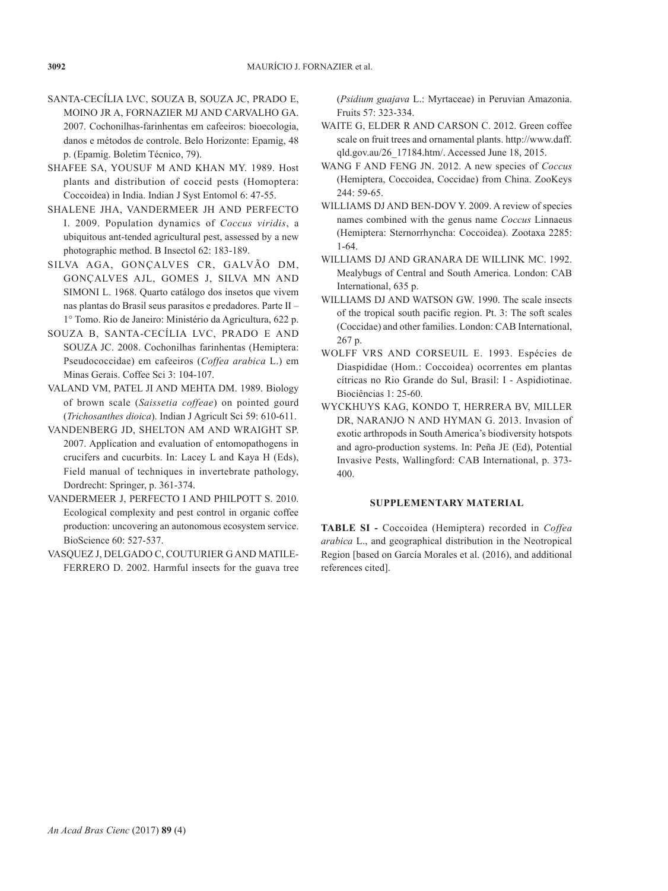SANTA-CECÍLIA LVC, SOUZA B, SOUZA JC, PRADO E, MOINO JR A, FORNAZIER MJ AND CARVALHO GA. 2007. Cochonilhas-farinhentas em cafeeiros: bioecologia, danos e métodos de controle. Belo Horizonte: Epamig, 48 p. (Epamig. Boletim Técnico, 79).

SHAFEE SA, YOUSUF M AND KHAN MY. 1989. Host plants and distribution of coccid pests (Homoptera: Coccoidea) in India. Indian J Syst Entomol 6: 47-55.

SHALENE JHA, VANDERMEER JH AND PERFECTO I. 2009. Population dynamics of *Coccus viridis*, a ubiquitous ant-tended agricultural pest, assessed by a new photographic method. B Insectol 62: 183-189.

SILVA AGA, GONÇALVES CR, GALVÃO DM, GONÇALVES AJL, GOMES J, SILVA MN AND SIMONI L. 1968. Quarto catálogo dos insetos que vivem nas plantas do Brasil seus parasitos e predadores. Parte II – 1° Tomo. Rio de Janeiro: Ministério da Agricultura, 622 p.

SOUZA B, SANTA-CECÍLIA LVC, PRADO E AND SOUZA JC. 2008. Cochonilhas farinhentas (Hemiptera: Pseudococcidae) em cafeeiros (*Coffea arabica* L.) em Minas Gerais. Coffee Sci 3: 104-107.

VALAND VM, PATEL JI AND MEHTA DM. 1989. Biology of brown scale (*Saissetia coffeae*) on pointed gourd (*Trichosanthes dioica*). Indian J Agricult Sci 59: 610-611.

VANDENBERG JD, SHELTON AM AND WRAIGHT SP. 2007. Application and evaluation of entomopathogens in crucifers and cucurbits. In: Lacey L and Kaya H (Eds), Field manual of techniques in invertebrate pathology, Dordrecht: Springer, p. 361-374.

VANDERMEER J, PERFECTO I AND PHILPOTT S. 2010. Ecological complexity and pest control in organic coffee production: uncovering an autonomous ecosystem service. BioScience 60: 527-537.

VASQUEZ J, DELGADO C, COUTURIER G AND MATILE-FERRERO D. 2002. Harmful insects for the guava tree (*Psidium guajava* L.: Myrtaceae) in Peruvian Amazonia. Fruits 57: 323-334.

WAITE G, ELDER R AND CARSON C. 2012. Green coffee scale on fruit trees and ornamental plants. http://www.daff.qld.gov.au/26_17184.htm/. Accessed June 18, 2015.

WANG F AND FENG JN. 2012. A new species of *Coccus* (Hemiptera, Coccoidea, Coccidae) from China. ZooKeys 244: 59-65.

WILLIAMS DJ AND BEN-DOV Y. 2009. A review of species names combined with the genus name *Coccus* Linnaeus (Hemiptera: Sternorrhyncha: Coccoidea). Zootaxa 2285: 1-64.

WILLIAMS DJ AND GRANARA DE WILLINK MC. 1992. Mealybugs of Central and South America. London: CAB International, 635 p.

WILLIAMS DJ AND WATSON GW. 1990. The scale insects of the tropical south pacific region. Pt. 3: The soft scales (Coccidae) and other families. London: CAB International, 267 p.

WOLFF VRS AND CORSEUIL E. 1993. Espécies de Diaspididae (Hom.: Coccoidea) ocorrentes em plantas cítricas no Rio Grande do Sul, Brasil: I - Aspidiotinae. Biociências 1: 25-60.

WYCKHUYS KAG, KONDO T, HERRERA BV, MILLER DR, NARANJO N AND HYMAN G. 2013. Invasion of exotic arthropods in South America's biodiversity hotspots and agro-production systems. In: Peña JE (Ed), Potential Invasive Pests, Wallingford: CAB International, p. 373-400.

## SUPPLEMENTARY MATERIAL

**TABLE SI -** Coccoidea (Hemiptera) recorded in *Coffea arabica* L., and geographical distribution in the Neotropical Region [based on García Morales et al. (2016), and additional references cited].